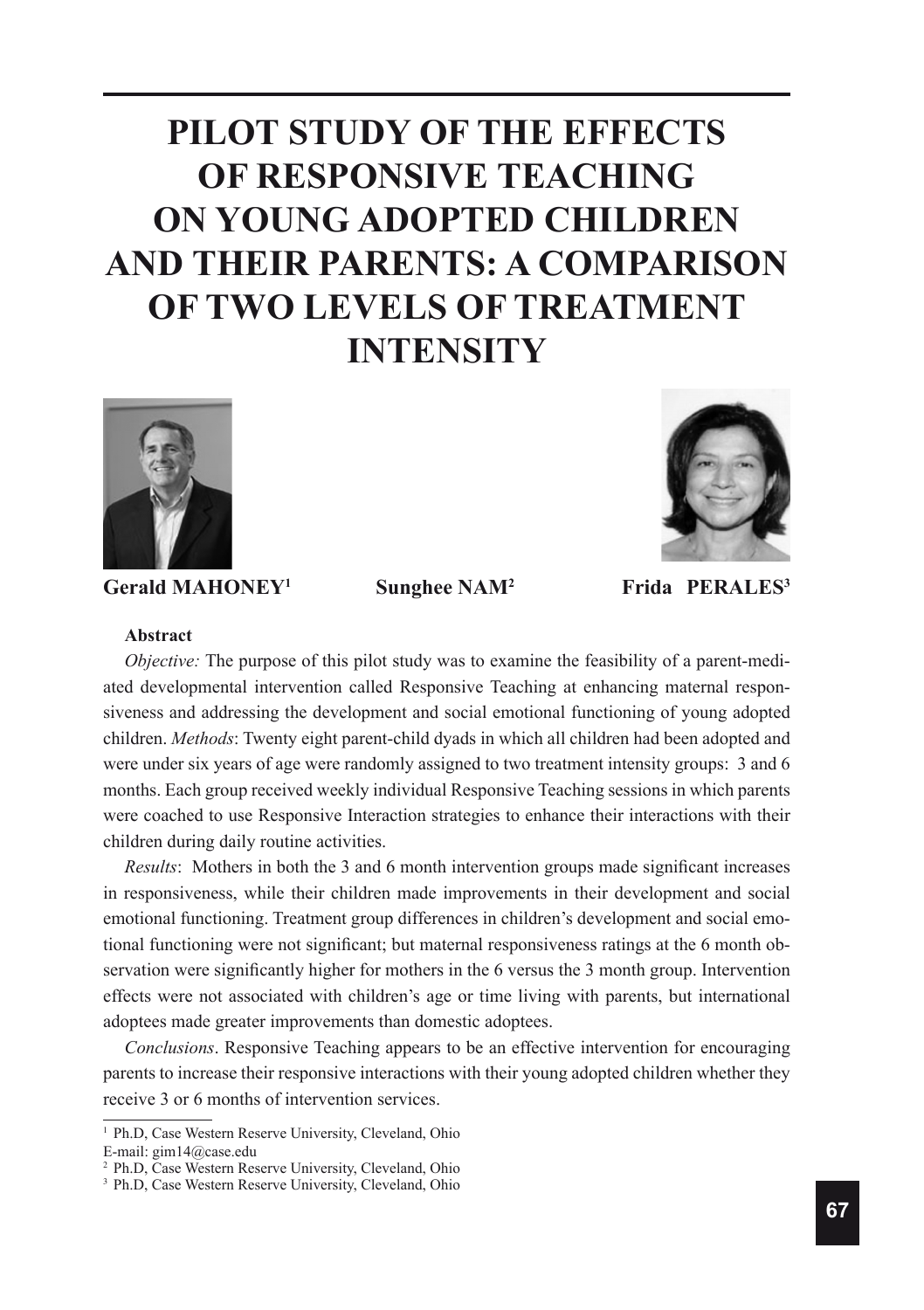# PILOT STUDY OF THE EFFECTS OF RESPONSIVE TEACHING ON YOUNG ADOPTED CHILDREN AND THEIR PARENTS: A COMPARISON OF TWO LEVELS OF TREATMENT INTENSITY

**Gerald MAHONEY**[1] **Sunghee NAM**[2] **Frida PERALES**[3]

**Abstract**

*Objective:* The purpose of this pilot study was to examine the feasibility of a parent-mediated developmental intervention called Responsive Teaching at enhancing maternal responsiveness and addressing the development and social emotional functioning of young adopted children. *Methods*: Twenty eight parent-child dyads in which all children had been adopted and were under six years of age were randomly assigned to two treatment intensity groups: 3 and 6 months. Each group received weekly individual Responsive Teaching sessions in which parents were coached to use Responsive Interaction strategies to enhance their interactions with their children during daily routine activities.

*Results*: Mothers in both the 3 and 6 month intervention groups made significant increases in responsiveness, while their children made improvements in their development and social emotional functioning. Treatment group differences in children's development and social emotional functioning were not significant; but maternal responsiveness ratings at the 6 month observation were significantly higher for mothers in the 6 versus the 3 month group. Intervention effects were not associated with children's age or time living with parents, but international adoptees made greater improvements than domestic adoptees.

*Conclusions*. Responsive Teaching appears to be an effective intervention for encouraging parents to increase their responsive interactions with their young adopted children whether they receive 3 or 6 months of intervention services.

---

[1] Ph.D, Case Western Reserve University, Cleveland, Ohio
E-mail: gim14@case.edu

[2] Ph.D, Case Western Reserve University, Cleveland, Ohio

[3] Ph.D, Case Western Reserve University, Cleveland, Ohio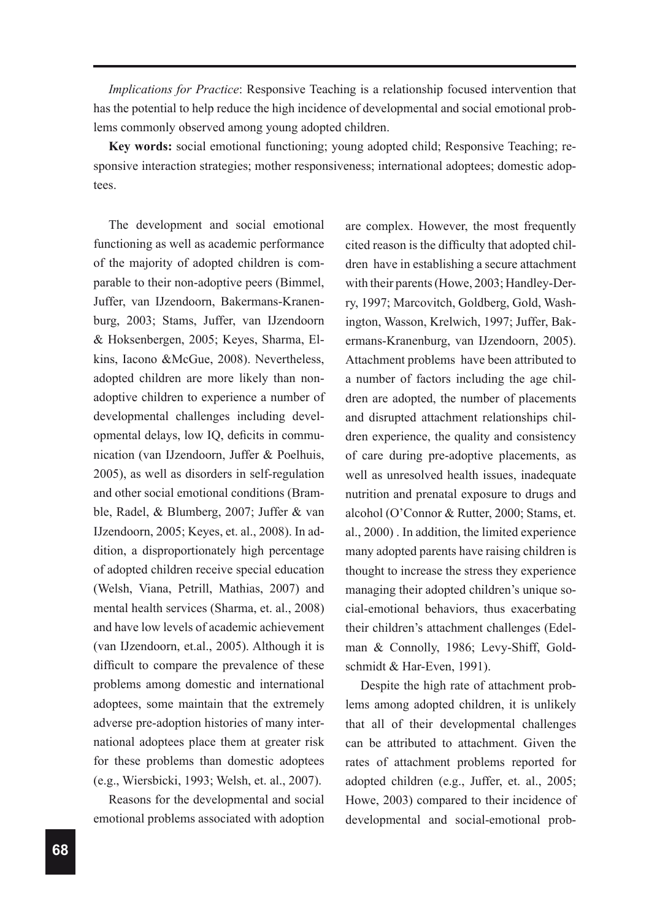*Implications for Practice*: Responsive Teaching is a relationship focused intervention that has the potential to help reduce the high incidence of developmental and social emotional problems commonly observed among young adopted children.

**Key words:** social emotional functioning; young adopted child; Responsive Teaching; responsive interaction strategies; mother responsiveness; international adoptees; domestic adoptees.

The development and social emotional functioning as well as academic performance of the majority of adopted children is comparable to their non-adoptive peers (Bimmel, Juffer, van IJzendoorn, Bakermans-Kranenburg, 2003; Stams, Juffer, van IJzendoorn & Hoksenbergen, 2005; Keyes, Sharma, Elkins, Iacono &McGue, 2008). Nevertheless, adopted children are more likely than non-adoptive children to experience a number of developmental challenges including developmental delays, low IQ, deficits in communication (van IJzendoorn, Juffer & Poelhuis, 2005), as well as disorders in self-regulation and other social emotional conditions (Bramble, Radel, & Blumberg, 2007; Juffer & van IJzendoorn, 2005; Keyes, et. al., 2008). In addition, a disproportionately high percentage of adopted children receive special education (Welsh, Viana, Petrill, Mathias, 2007) and mental health services (Sharma, et. al., 2008) and have low levels of academic achievement (van IJzendoorn, et.al., 2005). Although it is difficult to compare the prevalence of these problems among domestic and international adoptees, some maintain that the extremely adverse pre-adoption histories of many international adoptees place them at greater risk for these problems than domestic adoptees (e.g., Wiersbicki, 1993; Welsh, et. al., 2007).

Reasons for the developmental and social emotional problems associated with adoption are complex. However, the most frequently cited reason is the difficulty that adopted children have in establishing a secure attachment with their parents (Howe, 2003; Handley-Derry, 1997; Marcovitch, Goldberg, Gold, Washington, Wasson, Krelwich, 1997; Juffer, Bakermans-Kranenburg, van IJzendoorn, 2005). Attachment problems have been attributed to a number of factors including the age children are adopted, the number of placements and disrupted attachment relationships children experience, the quality and consistency of care during pre-adoptive placements, as well as unresolved health issues, inadequate nutrition and prenatal exposure to drugs and alcohol (O'Connor & Rutter, 2000; Stams, et. al., 2000) . In addition, the limited experience many adopted parents have raising children is thought to increase the stress they experience managing their adopted children's unique social-emotional behaviors, thus exacerbating their children's attachment challenges (Edelman & Connolly, 1986; Levy-Shiff, Goldschmidt & Har-Even, 1991).

Despite the high rate of attachment problems among adopted children, it is unlikely that all of their developmental challenges can be attributed to attachment. Given the rates of attachment problems reported for adopted children (e.g., Juffer, et. al., 2005; Howe, 2003) compared to their incidence of developmental and social-emotional prob-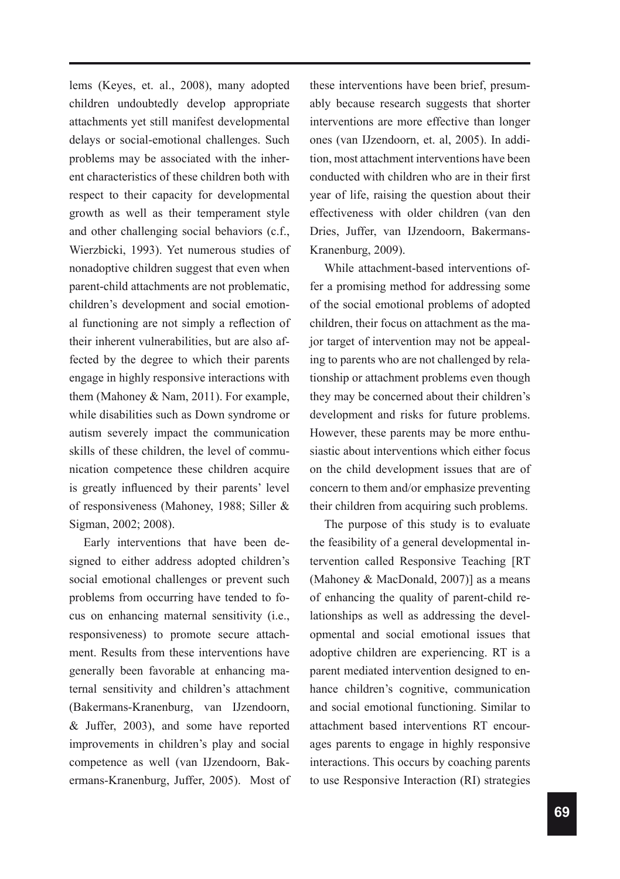lems (Keyes, et. al., 2008), many adopted children undoubtedly develop appropriate attachments yet still manifest developmental delays or social-emotional challenges. Such problems may be associated with the inherent characteristics of these children both with respect to their capacity for developmental growth as well as their temperament style and other challenging social behaviors (c.f., Wierzbicki, 1993). Yet numerous studies of nonadoptive children suggest that even when parent-child attachments are not problematic, children's development and social emotional functioning are not simply a reflection of their inherent vulnerabilities, but are also affected by the degree to which their parents engage in highly responsive interactions with them (Mahoney & Nam, 2011). For example, while disabilities such as Down syndrome or autism severely impact the communication skills of these children, the level of communication competence these children acquire is greatly influenced by their parents' level of responsiveness (Mahoney, 1988; Siller & Sigman, 2002; 2008).

Early interventions that have been designed to either address adopted children's social emotional challenges or prevent such problems from occurring have tended to focus on enhancing maternal sensitivity (i.e., responsiveness) to promote secure attachment. Results from these interventions have generally been favorable at enhancing maternal sensitivity and children's attachment (Bakermans-Kranenburg, van IJzendoorn, & Juffer, 2003), and some have reported improvements in children's play and social competence as well (van IJzendoorn, Bakermans-Kranenburg, Juffer, 2005). Most of these interventions have been brief, presumably because research suggests that shorter interventions are more effective than longer ones (van IJzendoorn, et. al, 2005). In addition, most attachment interventions have been conducted with children who are in their first year of life, raising the question about their effectiveness with older children (van den Dries, Juffer, van IJzendoorn, Bakermans-Kranenburg, 2009).

While attachment-based interventions offer a promising method for addressing some of the social emotional problems of adopted children, their focus on attachment as the major target of intervention may not be appealing to parents who are not challenged by relationship or attachment problems even though they may be concerned about their children's development and risks for future problems. However, these parents may be more enthusiastic about interventions which either focus on the child development issues that are of concern to them and/or emphasize preventing their children from acquiring such problems.

The purpose of this study is to evaluate the feasibility of a general developmental intervention called Responsive Teaching [RT (Mahoney & MacDonald, 2007)] as a means of enhancing the quality of parent-child relationships as well as addressing the developmental and social emotional issues that adoptive children are experiencing. RT is a parent mediated intervention designed to enhance children's cognitive, communication and social emotional functioning. Similar to attachment based interventions RT encourages parents to engage in highly responsive interactions. This occurs by coaching parents to use Responsive Interaction (RI) strategies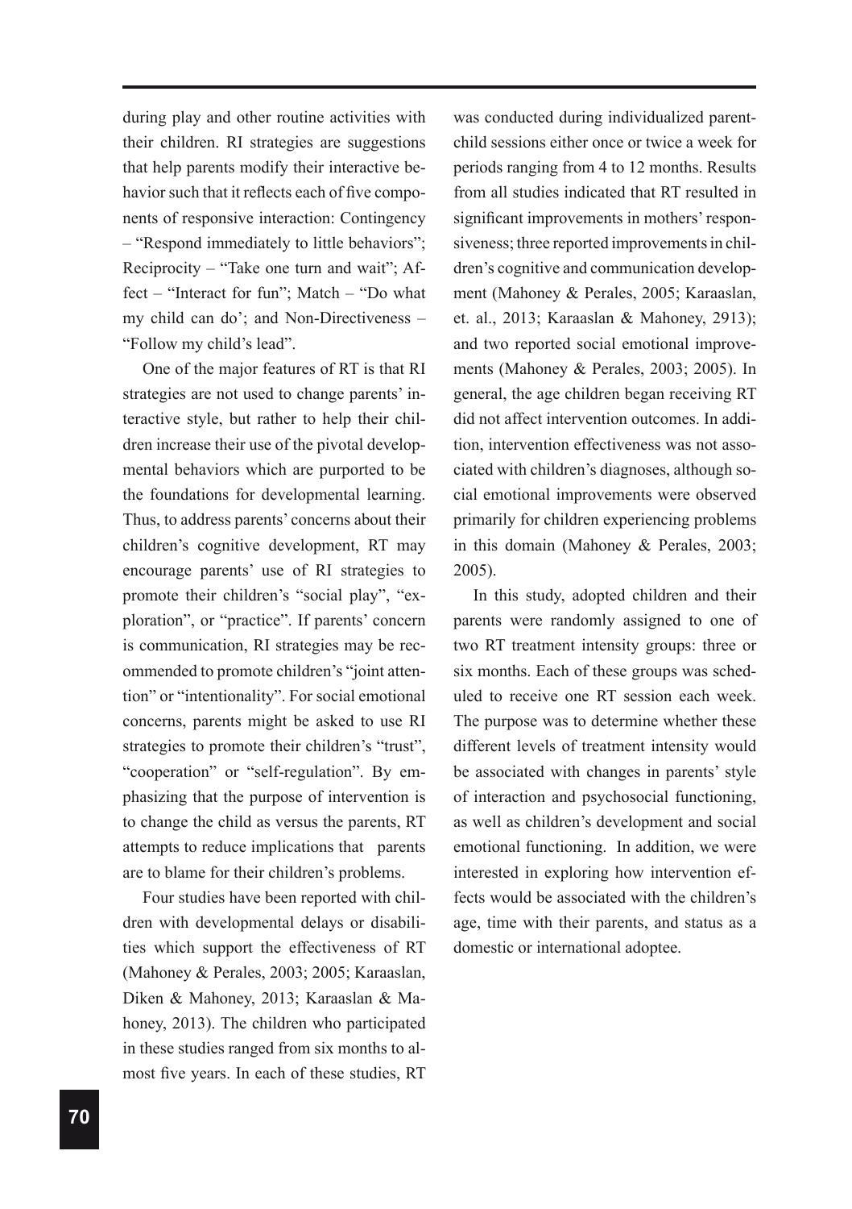during play and other routine activities with their children. RI strategies are suggestions that help parents modify their interactive behavior such that it reflects each of five components of responsive interaction: Contingency – "Respond immediately to little behaviors"; Reciprocity – "Take one turn and wait"; Affect – "Interact for fun"; Match – "Do what my child can do'; and Non-Directiveness – "Follow my child's lead".

One of the major features of RT is that RI strategies are not used to change parents' interactive style, but rather to help their children increase their use of the pivotal developmental behaviors which are purported to be the foundations for developmental learning. Thus, to address parents' concerns about their children's cognitive development, RT may encourage parents' use of RI strategies to promote their children's "social play", "exploration", or "practice". If parents' concern is communication, RI strategies may be recommended to promote children's "joint attention" or "intentionality". For social emotional concerns, parents might be asked to use RI strategies to promote their children's "trust", "cooperation" or "self-regulation". By emphasizing that the purpose of intervention is to change the child as versus the parents, RT attempts to reduce implications that parents are to blame for their children's problems.

Four studies have been reported with children with developmental delays or disabilities which support the effectiveness of RT (Mahoney & Perales, 2003; 2005; Karaaslan, Diken & Mahoney, 2013; Karaaslan & Mahoney, 2013). The children who participated in these studies ranged from six months to almost five years. In each of these studies, RT was conducted during individualized parent-child sessions either once or twice a week for periods ranging from 4 to 12 months. Results from all studies indicated that RT resulted in significant improvements in mothers' responsiveness; three reported improvements in children's cognitive and communication development (Mahoney & Perales, 2005; Karaaslan, et. al., 2013; Karaaslan & Mahoney, 2913); and two reported social emotional improvements (Mahoney & Perales, 2003; 2005). In general, the age children began receiving RT did not affect intervention outcomes. In addition, intervention effectiveness was not associated with children's diagnoses, although social emotional improvements were observed primarily for children experiencing problems in this domain (Mahoney & Perales, 2003; 2005).

In this study, adopted children and their parents were randomly assigned to one of two RT treatment intensity groups: three or six months. Each of these groups was scheduled to receive one RT session each week. The purpose was to determine whether these different levels of treatment intensity would be associated with changes in parents' style of interaction and psychosocial functioning, as well as children's development and social emotional functioning. In addition, we were interested in exploring how intervention effects would be associated with the children's age, time with their parents, and status as a domestic or international adoptee.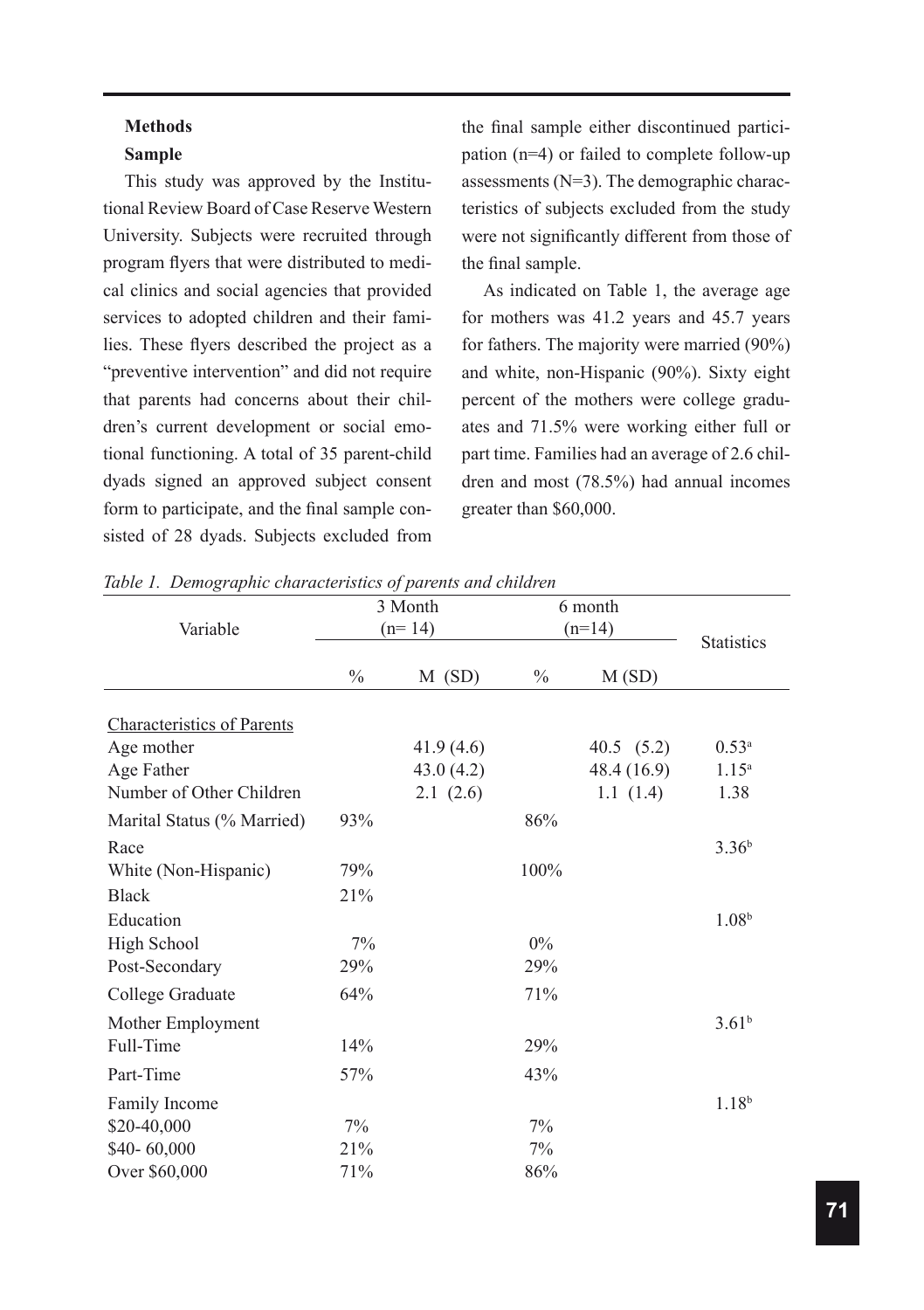**Methods**

**Sample**

This study was approved by the Institutional Review Board of Case Reserve Western University. Subjects were recruited through program flyers that were distributed to medical clinics and social agencies that provided services to adopted children and their families. These flyers described the project as a "preventive intervention" and did not require that parents had concerns about their children's current development or social emotional functioning. A total of 35 parent-child dyads signed an approved subject consent form to participate, and the final sample consisted of 28 dyads. Subjects excluded from the final sample either discontinued participation (n=4) or failed to complete follow-up assessments (N=3). The demographic characteristics of subjects excluded from the study were not significantly different from those of the final sample.

As indicated on Table 1, the average age for mothers was 41.2 years and 45.7 years for fathers. The majority were married (90%) and white, non-Hispanic (90%). Sixty eight percent of the mothers were college graduates and 71.5% were working either full or part time. Families had an average of 2.6 children and most (78.5%) had annual incomes greater than $60,000.

*Table 1. Demographic characteristics of parents and children*

| Variable | 3 Month (n= 14) | | 6 month (n=14) | | Statistics |
|---|---|---|---|---|---|
| | % | M (SD) | % | M (SD) | |
| Characteristics of Parents | | | | | |
| Age mother | | 41.9 (4.6) | | 40.5 (5.2) | 0.53[a] |
| Age Father | | 43.0 (4.2) | | 48.4 (16.9) | 1.15[a] |
| Number of Other Children | | 2.1 (2.6) | | 1.1 (1.4) | 1.38 |
| Marital Status (% Married) | 93% | | 86% | | |
| Race | | | | | 3.36[b] |
| White (Non-Hispanic) | 79% | | 100% | | |
| Black | 21% | | | | |
| Education | | | | | 1.08[b] |
| High School | 7% | | 0% | | |
| Post-Secondary | 29% | | 29% | | |
| College Graduate | 64% | | 71% | | |
| Mother Employment | | | | | 3.61[b] |
| Full-Time | 14% | | 29% | | |
| Part-Time | 57% | | 43% | | |
| Family Income | | | | | 1.18[b] |
| $20-40,000 | 7% | | 7% | | |
| $40- 60,000 | 21% | | 7% | | |
| Over $60,000 | 71% | | 86% | | |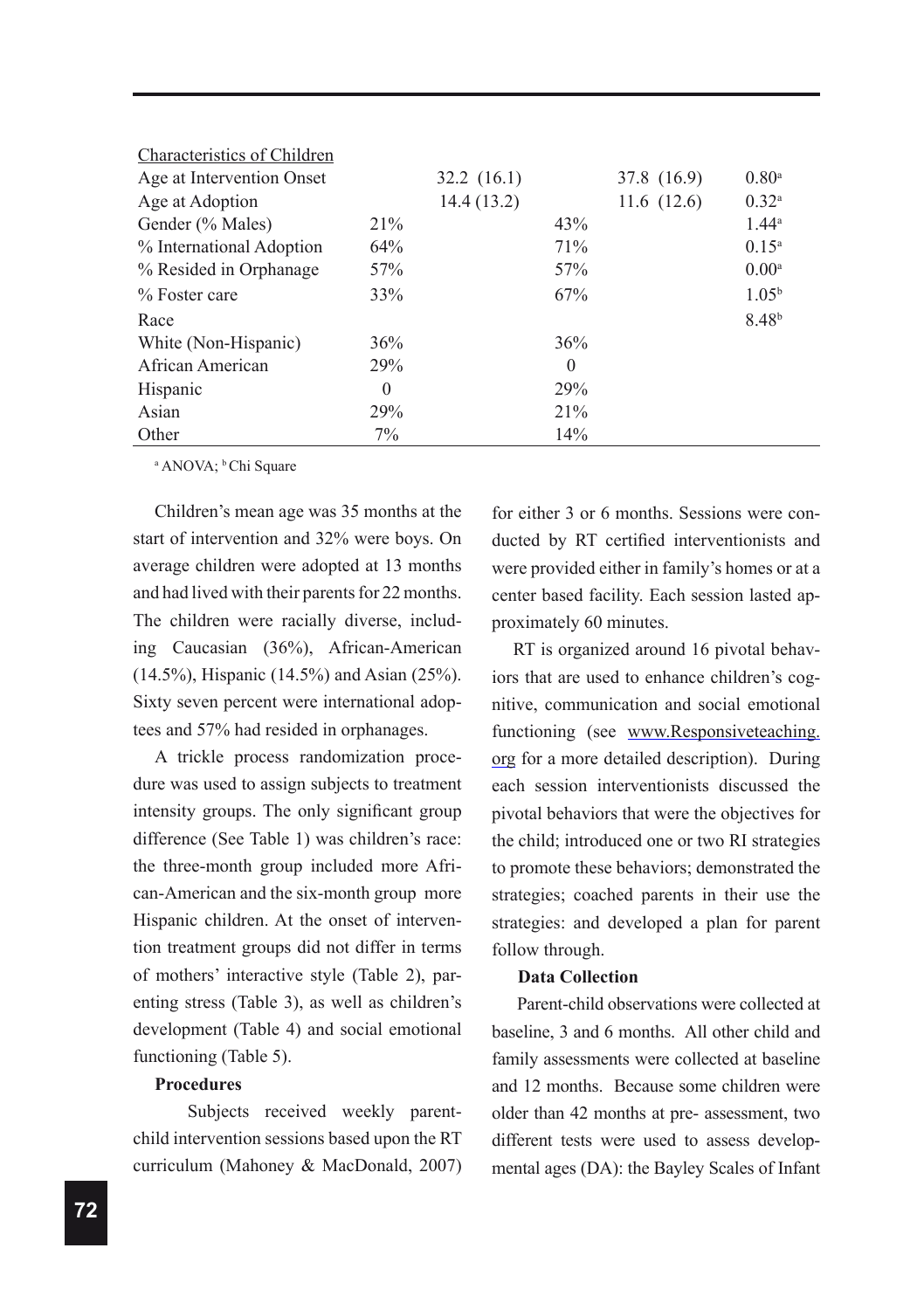| Characteristics of Children | | | | | |
|---|---|---|---|---|---|
| Age at Intervention Onset | | 32.2 (16.1) | | 37.8 (16.9) | 0.80[a] |
| Age at Adoption | | 14.4 (13.2) | | 11.6 (12.6) | 0.32[a] |
| Gender (% Males) | 21% | | 43% | | 1.44[a] |
| % International Adoption | 64% | | 71% | | 0.15[a] |
| % Resided in Orphanage | 57% | | 57% | | 0.00[a] |
| % Foster care | 33% | | 67% | | 1.05[b] |
| Race | | | | | 8.48[b] |
| White (Non-Hispanic) | 36% | | 36% | | |
| African American | 29% | | 0 | | |
| Hispanic | 0 | | 29% | | |
| Asian | 29% | | 21% | | |
| Other | 7% | | 14% | | |

[a] ANOVA; [b] Chi Square

Children's mean age was 35 months at the start of intervention and 32% were boys. On average children were adopted at 13 months and had lived with their parents for 22 months. The children were racially diverse, including Caucasian (36%), African-American (14.5%), Hispanic (14.5%) and Asian (25%). Sixty seven percent were international adoptees and 57% had resided in orphanages.

A trickle process randomization procedure was used to assign subjects to treatment intensity groups. The only significant group difference (See Table 1) was children's race: the three-month group included more African-American and the six-month group more Hispanic children. At the onset of intervention treatment groups did not differ in terms of mothers' interactive style (Table 2), parenting stress (Table 3), as well as children's development (Table 4) and social emotional functioning (Table 5).

**Procedures**

Subjects received weekly parent-child intervention sessions based upon the RT curriculum (Mahoney & MacDonald, 2007) for either 3 or 6 months. Sessions were conducted by RT certified interventionists and were provided either in family's homes or at a center based facility. Each session lasted approximately 60 minutes.

RT is organized around 16 pivotal behaviors that are used to enhance children's cognitive, communication and social emotional functioning (see www.Responsiveteaching.org for a more detailed description). During each session interventionists discussed the pivotal behaviors that were the objectives for the child; introduced one or two RI strategies to promote these behaviors; demonstrated the strategies; coached parents in their use the strategies: and developed a plan for parent follow through.

**Data Collection**

Parent-child observations were collected at baseline, 3 and 6 months. All other child and family assessments were collected at baseline and 12 months. Because some children were older than 42 months at pre- assessment, two different tests were used to assess developmental ages (DA): the Bayley Scales of Infant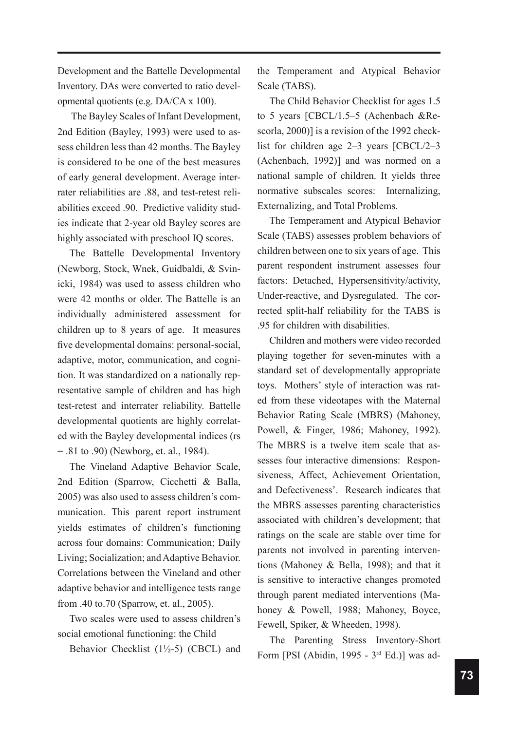Development and the Battelle Developmental Inventory. DAs were converted to ratio developmental quotients (e.g. DA/CA x 100).

The Bayley Scales of Infant Development, 2nd Edition (Bayley, 1993) were used to assess children less than 42 months. The Bayley is considered to be one of the best measures of early general development. Average interrater reliabilities are .88, and test-retest reliabilities exceed .90. Predictive validity studies indicate that 2-year old Bayley scores are highly associated with preschool IQ scores.

The Battelle Developmental Inventory (Newborg, Stock, Wnek, Guidbaldi, & Svinicki, 1984) was used to assess children who were 42 months or older. The Battelle is an individually administered assessment for children up to 8 years of age. It measures five developmental domains: personal-social, adaptive, motor, communication, and cognition. It was standardized on a nationally representative sample of children and has high test-retest and interrater reliability. Battelle developmental quotients are highly correlated with the Bayley developmental indices (rs = .81 to .90) (Newborg, et. al., 1984).

The Vineland Adaptive Behavior Scale, 2nd Edition (Sparrow, Cicchetti & Balla, 2005) was also used to assess children's communication. This parent report instrument yields estimates of children's functioning across four domains: Communication; Daily Living; Socialization; and Adaptive Behavior. Correlations between the Vineland and other adaptive behavior and intelligence tests range from .40 to.70 (Sparrow, et. al., 2005).

Two scales were used to assess children's social emotional functioning: the Child Behavior Checklist (1½-5) (CBCL) and the Temperament and Atypical Behavior Scale (TABS).

The Child Behavior Checklist for ages 1.5 to 5 years [CBCL/1.5–5 (Achenbach &Rescorla, 2000)] is a revision of the 1992 checklist for children age 2–3 years [CBCL/2–3 (Achenbach, 1992)] and was normed on a national sample of children. It yields three normative subscales scores: Internalizing, Externalizing, and Total Problems.

The Temperament and Atypical Behavior Scale (TABS) assesses problem behaviors of children between one to six years of age. This parent respondent instrument assesses four factors: Detached, Hypersensitivity/activity, Under-reactive, and Dysregulated. The corrected split-half reliability for the TABS is .95 for children with disabilities.

Children and mothers were video recorded playing together for seven-minutes with a standard set of developmentally appropriate toys. Mothers' style of interaction was rated from these videotapes with the Maternal Behavior Rating Scale (MBRS) (Mahoney, Powell, & Finger, 1986; Mahoney, 1992). The MBRS is a twelve item scale that assesses four interactive dimensions: Responsiveness, Affect, Achievement Orientation, and Defectiveness'. Research indicates that the MBRS assesses parenting characteristics associated with children's development; that ratings on the scale are stable over time for parents not involved in parenting interventions (Mahoney & Bella, 1998); and that it is sensitive to interactive changes promoted through parent mediated interventions (Mahoney & Powell, 1988; Mahoney, Boyce, Fewell, Spiker, & Wheeden, 1998).

The Parenting Stress Inventory-Short Form [PSI (Abidin, 1995 - 3rd Ed.)] was ad-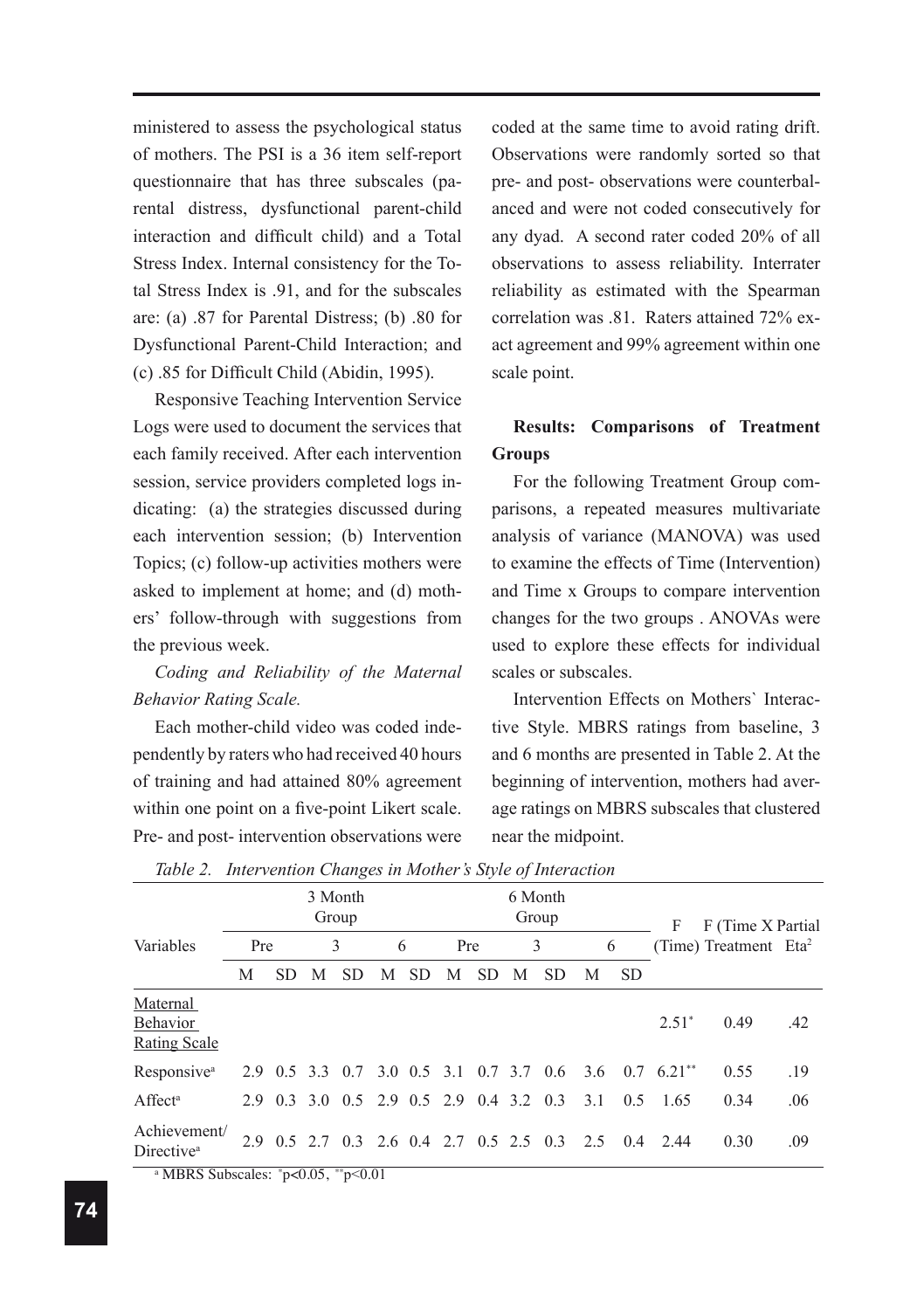ministered to assess the psychological status of mothers. The PSI is a 36 item self-report questionnaire that has three subscales (parental distress, dysfunctional parent-child interaction and difficult child) and a Total Stress Index. Internal consistency for the Total Stress Index is .91, and for the subscales are: (a) .87 for Parental Distress; (b) .80 for Dysfunctional Parent-Child Interaction; and (c) .85 for Difficult Child (Abidin, 1995).

Responsive Teaching Intervention Service Logs were used to document the services that each family received. After each intervention session, service providers completed logs indicating: (a) the strategies discussed during each intervention session; (b) Intervention Topics; (c) follow-up activities mothers were asked to implement at home; and (d) mothers' follow-through with suggestions from the previous week.

*Coding and Reliability of the Maternal Behavior Rating Scale.*

Each mother-child video was coded independently by raters who had received 40 hours of training and had attained 80% agreement within one point on a five-point Likert scale. Pre- and post- intervention observations were coded at the same time to avoid rating drift. Observations were randomly sorted so that pre- and post- observations were counterbalanced and were not coded consecutively for any dyad. A second rater coded 20% of all observations to assess reliability. Interrater reliability as estimated with the Spearman correlation was .81. Raters attained 72% exact agreement and 99% agreement within one scale point.

### Results: Comparisons of Treatment Groups

For the following Treatment Group comparisons, a repeated measures multivariate analysis of variance (MANOVA) was used to examine the effects of Time (Intervention) and Time x Groups to compare intervention changes for the two groups . ANOVAs were used to explore these effects for individual scales or subscales.

Intervention Effects on Mothers` Interactive Style. MBRS ratings from baseline, 3 and 6 months are presented in Table 2. At the beginning of intervention, mothers had average ratings on MBRS subscales that clustered near the midpoint.

*Table 2. Intervention Changes in Mother's Style of Interaction*

| Variables | 3 Month Group | | | | | | 6 Month Group | | | | | | F (Time) | F (Time X Treatment | Partial $Eta^2$ |
|---|---|---|---|---|---|---|---|---|---|---|---|---|---|---|---|
| | Pre | | 3 | | 6 | | Pre | | 3 | | 6 | | | | |
| | M | SD | M | SD | M | SD | M | SD | M | SD | M | SD | | | |
| Maternal Behavior Rating Scale | | | | | | | | | | | | | $2.51^{*}$ | 0.49 | .42 |
| Responsive[a] | 2.9 | 0.5 | 3.3 | 0.7 | 3.0 | 0.5 | 3.1 | 0.7 | 3.7 | 0.6 | 3.6 | 0.7 | $6.21^{**}$ | 0.55 | .19 |
| Affect[a] | 2.9 | 0.3 | 3.0 | 0.5 | 2.9 | 0.5 | 2.9 | 0.4 | 3.2 | 0.3 | 3.1 | 0.5 | 1.65 | 0.34 | .06 |
| Achievement/ Directive[a] | 2.9 | 0.5 | 2.7 | 0.3 | 2.6 | 0.4 | 2.7 | 0.5 | 2.5 | 0.3 | 2.5 | 0.4 | 2.44 | 0.30 | .09 |

[a] MBRS Subscales: $^{*}p<0.05$, $^{**}p<0.01$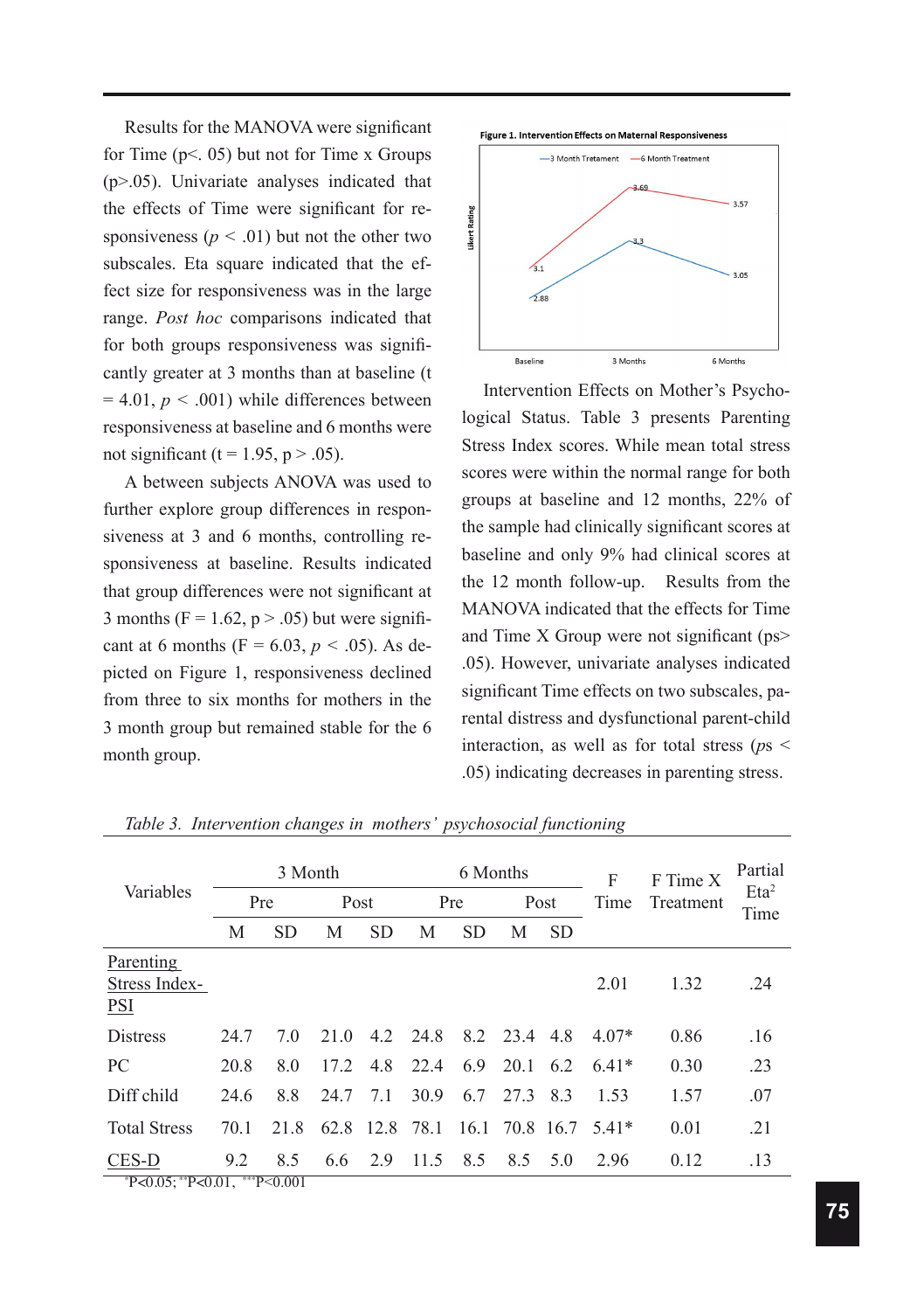Results for the MANOVA were significant for Time (p<. 05) but not for Time x Groups (p>.05). Univariate analyses indicated that the effects of Time were significant for responsiveness ($p < .01$) but not the other two subscales. Eta square indicated that the effect size for responsiveness was in the large range. *Post hoc* comparisons indicated that for both groups responsiveness was significantly greater at 3 months than at baseline (t = 4.01, $p < .001$) while differences between responsiveness at baseline and 6 months were not significant (t = 1.95, p > .05).

A between subjects ANOVA was used to further explore group differences in responsiveness at 3 and 6 months, controlling responsiveness at baseline. Results indicated that group differences were not significant at 3 months (F = 1.62, p > .05) but were significant at 6 months (F = 6.03, $p < .05$). As depicted on Figure 1, responsiveness declined from three to six months for mothers in the 3 month group but remained stable for the 6 month group.

**Figure 1. Intervention Effects on Maternal Responsiveness**

Intervention Effects on Mother's Psychological Status. Table 3 presents Parenting Stress Index scores. While mean total stress scores were within the normal range for both groups at baseline and 12 months, 22% of the sample had clinically significant scores at baseline and only 9% had clinical scores at the 12 month follow-up. Results from the MANOVA indicated that the effects for Time and Time X Group were not significant (ps> .05). However, univariate analyses indicated significant Time effects on two subscales, parental distress and dysfunctional parent-child interaction, as well as for total stress (ps < .05) indicating decreases in parenting stress.

*Table 3. Intervention changes in mothers' psychosocial functioning*

| Variables | 3 Month | | | | 6 Months | | | | F Time | F Time X Treatment | Partial $Eta^2$ Time |
|---|---|---|---|---|---|---|---|---|---|---|---|
| | Pre | | Post | | Pre | | Post | | | | |
| | M | SD | M | SD | M | SD | M | SD | | | |
| Parenting Stress Index-PSI | | | | | | | | | 2.01 | 1.32 | .24 |
| Distress | 24.7 | 7.0 | 21.0 | 4.2 | 24.8 | 8.2 | 23.4 | 4.8 | 4.07* | 0.86 | .16 |
| PC | 20.8 | 8.0 | 17.2 | 4.8 | 22.4 | 6.9 | 20.1 | 6.2 | 6.41* | 0.30 | .23 |
| Diff child | 24.6 | 8.8 | 24.7 | 7.1 | 30.9 | 6.7 | 27.3 | 8.3 | 1.53 | 1.57 | .07 |
| Total Stress | 70.1 | 21.8 | 62.8 | 12.8 | 78.1 | 16.1 | 70.8 | 16.7 | 5.41* | 0.01 | .21 |
| CES-D | 9.2 | 8.5 | 6.6 | 2.9 | 11.5 | 8.5 | 8.5 | 5.0 | 2.96 | 0.12 | .13 |

*P<0.05; **P<0.01, ***P<0.001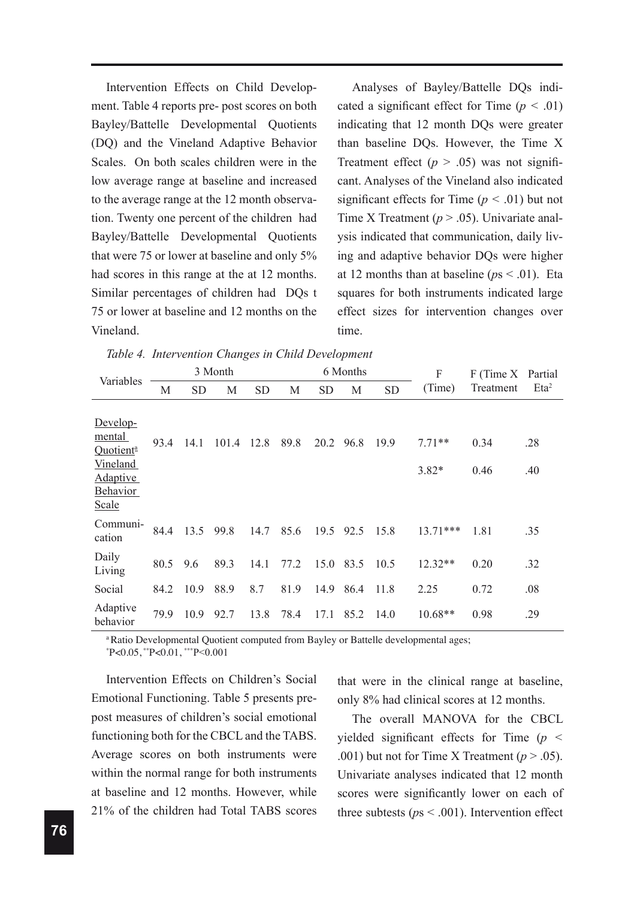Intervention Effects on Child Development. Table 4 reports pre- post scores on both Bayley/Battelle Developmental Quotients (DQ) and the Vineland Adaptive Behavior Scales. On both scales children were in the low average range at baseline and increased to the average range at the 12 month observation. Twenty one percent of the children had Bayley/Battelle Developmental Quotients that were 75 or lower at baseline and only 5% had scores in this range at the at 12 months. Similar percentages of children had DQs t 75 or lower at baseline and 12 months on the Vineland.

Analyses of Bayley/Battelle DQs indicated a significant effect for Time ($p < .01$) indicating that 12 month DQs were greater than baseline DQs. However, the Time X Treatment effect ($p > .05$) was not significant. Analyses of the Vineland also indicated significant effects for Time ($p < .01$) but not Time X Treatment ($p > .05$). Univariate analysis indicated that communication, daily living and adaptive behavior DQs were higher at 12 months than at baseline ($p$s < .01). Eta squares for both instruments indicated large effect sizes for intervention changes over time.

*Table 4. Intervention Changes in Child Development*

| Variables | 3 Month | | | | 6 Months | | | | F (Time) | F (Time X Treatment | Partial $Eta^2$ |
|---|---|---|---|---|---|---|---|---|---|---|---|
| | M | SD | M | SD | M | SD | M | SD | | | |
| Developmental Quotient[a] | 93.4 | 14.1 | 101.4 | 12.8 | 89.8 | 20.2 | 96.8 | 19.9 | 7.71** | 0.34 | .28 |
| Vineland Adaptive Behavior Scale | | | | | | | | | 3.82* | 0.46 | .40 |
| Communication | 84.4 | 13.5 | 99.8 | 14.7 | 85.6 | 19.5 | 92.5 | 15.8 | 13.71*** | 1.81 | .35 |
| Daily Living | 80.5 | 9.6 | 89.3 | 14.1 | 77.2 | 15.0 | 83.5 | 10.5 | 12.32** | 0.20 | .32 |
| Social | 84.2 | 10.9 | 88.9 | 8.7 | 81.9 | 14.9 | 86.4 | 11.8 | 2.25 | 0.72 | .08 |
| Adaptive behavior | 79.9 | 10.9 | 92.7 | 13.8 | 78.4 | 17.1 | 85.2 | 14.0 | 10.68** | 0.98 | .29 |

[a] Ratio Developmental Quotient computed from Bayley or Battelle developmental ages;
*P<0.05, **P<0.01, ***P<0.001

Intervention Effects on Children's Social Emotional Functioning. Table 5 presents pre-post measures of children's social emotional functioning both for the CBCL and the TABS. Average scores on both instruments were within the normal range for both instruments at baseline and 12 months. However, while 21% of the children had Total TABS scores that were in the clinical range at baseline, only 8% had clinical scores at 12 months.

The overall MANOVA for the CBCL yielded significant effects for Time ($p < .001$) but not for Time X Treatment ($p > .05$). Univariate analyses indicated that 12 month scores were significantly lower on each of three subtests ($p$s < .001). Intervention effect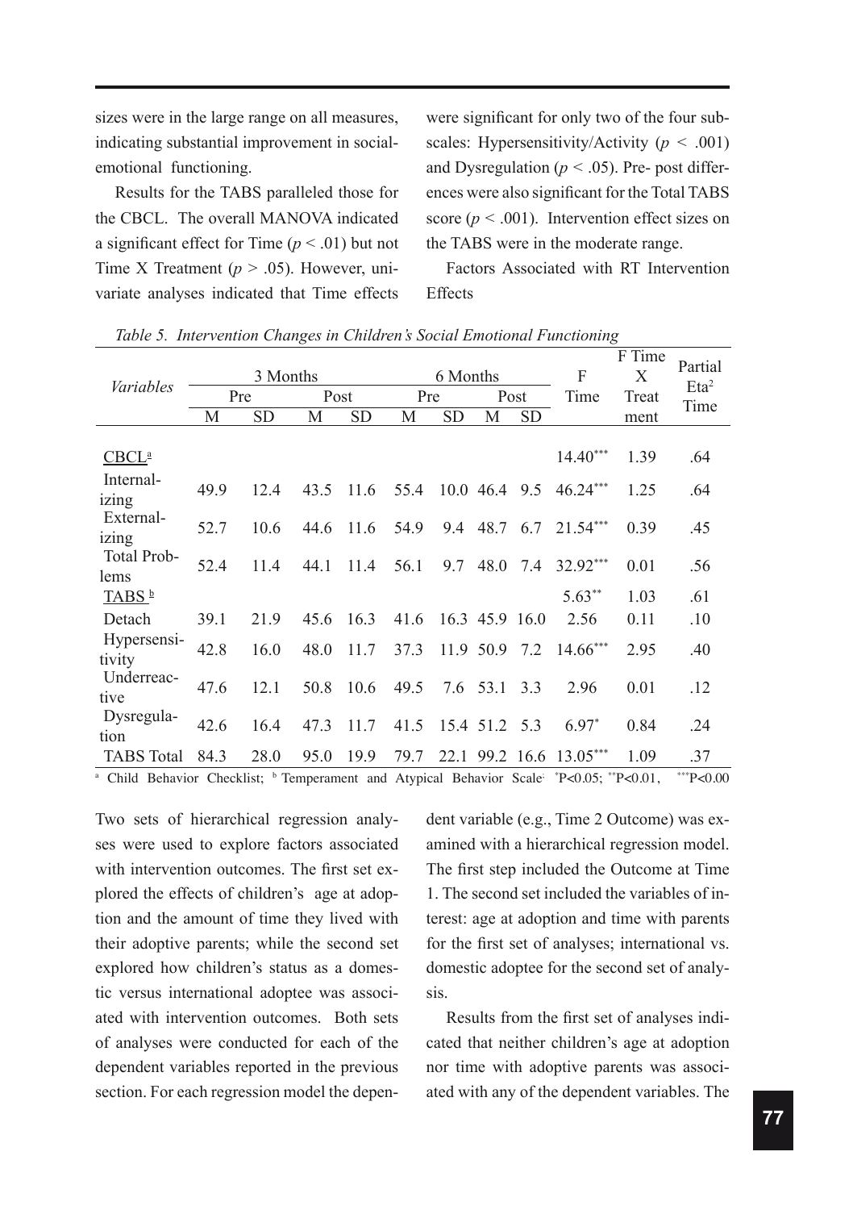sizes were in the large range on all measures, indicating substantial improvement in social-emotional functioning.

Results for the TABS paralleled those for the CBCL. The overall MANOVA indicated a significant effect for Time ($p < .01$) but not Time X Treatment ($p > .05$). However, univariate analyses indicated that Time effects were significant for only two of the four subscales: Hypersensitivity/Activity ($p < .001$) and Dysregulation ($p < .05$). Pre- post differences were also significant for the Total TABS score ($p < .001$). Intervention effect sizes on the TABS were in the moderate range.

Factors Associated with RT Intervention Effects

*Table 5. Intervention Changes in Children's Social Emotional Functioning*

| *Variables* | 3 Months | | | | 6 Months | | | | F Time | F Time X Treatment | Partial Eta² Time |
|---|---|---|---|---|---|---|---|---|---|---|---|
| | Pre | | Post | | Pre | | Post | | | | |
| | M | SD | M | SD | M | SD | M | SD | | | |
| CBCL[a] | | | | | | | | | 14.40*** | 1.39 | .64 |
| Internalizing | 49.9 | 12.4 | 43.5 | 11.6 | 55.4 | 10.0 | 46.4 | 9.5 | 46.24*** | 1.25 | .64 |
| Externalizing | 52.7 | 10.6 | 44.6 | 11.6 | 54.9 | 9.4 | 48.7 | 6.7 | 21.54*** | 0.39 | .45 |
| Total Problems | 52.4 | 11.4 | 44.1 | 11.4 | 56.1 | 9.7 | 48.0 | 7.4 | 32.92*** | 0.01 | .56 |
| TABS[b] | | | | | | | | | 5.63** | 1.03 | .61 |
| Detach | 39.1 | 21.9 | 45.6 | 16.3 | 41.6 | 16.3 | 45.9 | 16.0 | 2.56 | 0.11 | .10 |
| Hypersensitivity | 42.8 | 16.0 | 48.0 | 11.7 | 37.3 | 11.9 | 50.9 | 7.2 | 14.66*** | 2.95 | .40 |
| Underreactive | 47.6 | 12.1 | 50.8 | 10.6 | 49.5 | 7.6 | 53.1 | 3.3 | 2.96 | 0.01 | .12 |
| Dysregulation | 42.6 | 16.4 | 47.3 | 11.7 | 41.5 | 15.4 | 51.2 | 5.3 | 6.97* | 0.84 | .24 |
| TABS Total | 84.3 | 28.0 | 95.0 | 19.9 | 79.7 | 22.1 | 99.2 | 16.6 | 13.05*** | 1.09 | .37 |

[a] Child Behavior Checklist; [b] Temperament and Atypical Behavior Scale; *P<0.05; **P<0.01, ***P<0.00

Two sets of hierarchical regression analyses were used to explore factors associated with intervention outcomes. The first set explored the effects of children's age at adoption and the amount of time they lived with their adoptive parents; while the second set explored how children's status as a domestic versus international adoptee was associated with intervention outcomes. Both sets of analyses were conducted for each of the dependent variables reported in the previous section. For each regression model the dependent variable (e.g., Time 2 Outcome) was examined with a hierarchical regression model. The first step included the Outcome at Time 1. The second set included the variables of interest: age at adoption and time with parents for the first set of analyses; international vs. domestic adoptee for the second set of analysis.

Results from the first set of analyses indicated that neither children's age at adoption nor time with adoptive parents was associated with any of the dependent variables. The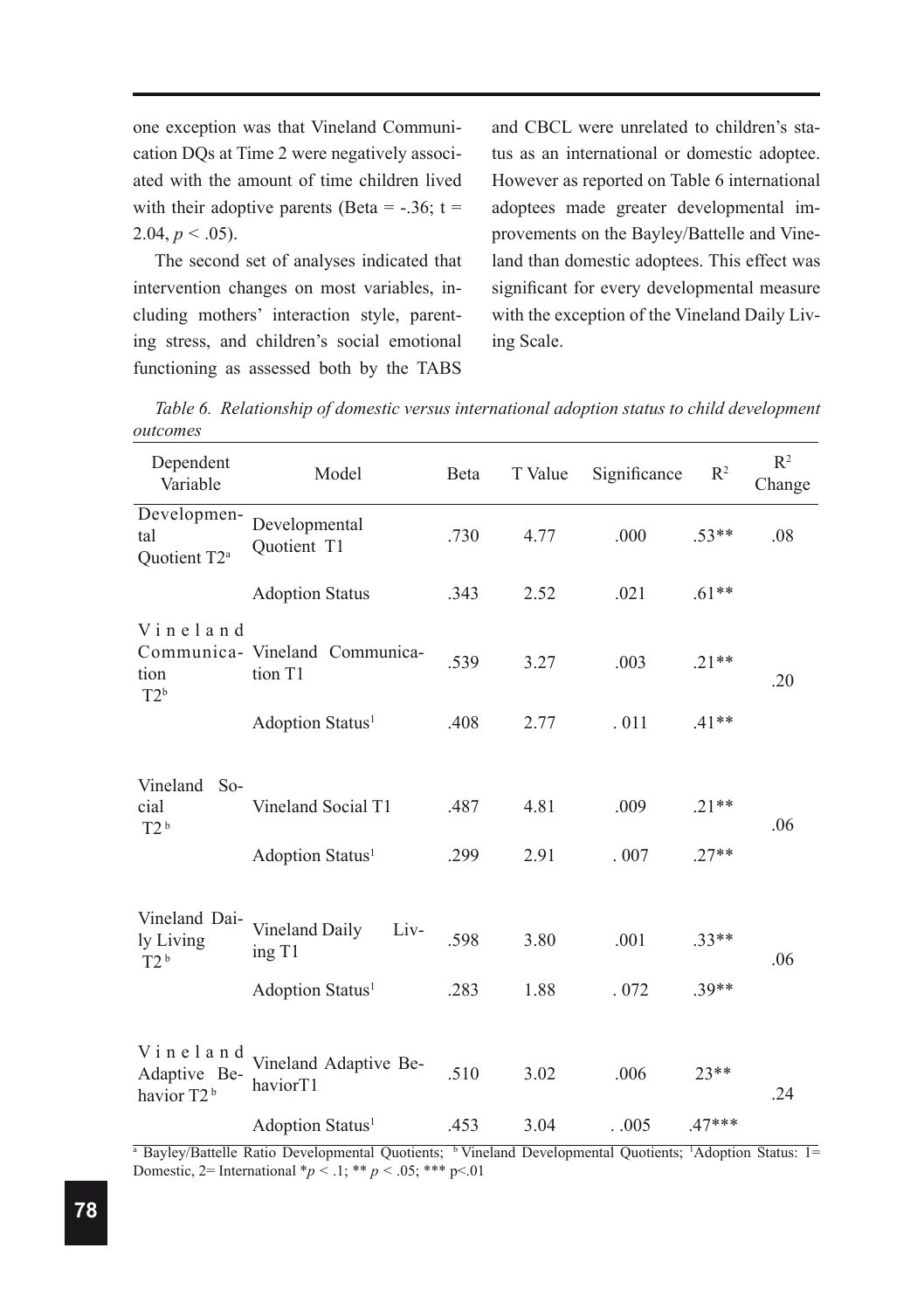one exception was that Vineland Communication DQs at Time 2 were negatively associated with the amount of time children lived with their adoptive parents (Beta = -.36; t = 2.04, $p < .05$).

The second set of analyses indicated that intervention changes on most variables, including mothers' interaction style, parenting stress, and children's social emotional functioning as assessed both by the TABS and CBCL were unrelated to children's status as an international or domestic adoptee. However as reported on Table 6 international adoptees made greater developmental improvements on the Bayley/Battelle and Vineland than domestic adoptees. This effect was significant for every developmental measure with the exception of the Vineland Daily Living Scale.

*Table 6. Relationship of domestic versus international adoption status to child development outcomes*

| Dependent Variable | Model | Beta | T Value | Significance | $R^2$ | $R^2$ Change |
|---|---|---|---|---|---|---|
| Developmental Quotient T2[a] | Developmental Quotient T1 | .730 | 4.77 | .000 | .53** | .08 |
| | Adoption Status | .343 | 2.52 | .021 | .61** | |
| Vineland Communication T2[b] | Vineland Communication T1 | .539 | 3.27 | .003 | .21** | .20 |
| | Adoption Status[1] | .408 | 2.77 | . 011 | .41** | |
| Vineland Social T2[b] | Vineland Social T1 | .487 | 4.81 | .009 | .21** | .06 |
| | Adoption Status[1] | .299 | 2.91 | . 007 | .27** | |
| Vineland Daily Living T2[b] | Vineland Daily Living T1 | .598 | 3.80 | .001 | .33** | .06 |
| | Adoption Status[1] | .283 | 1.88 | . 072 | .39** | |
| Vineland Adaptive Behavior T2[b] | Vineland Adaptive BehaviorT1 | .510 | 3.02 | .006 | 23** | .24 |
| | Adoption Status[1] | .453 | 3.04 | . .005 | .47*** | |

[a] Bayley/Battelle Ratio Developmental Quotients; [b] Vineland Developmental Quotients; [1]Adoption Status: 1= Domestic, 2= International *$p < .1$; ** $p < .05$; *** $p<.01$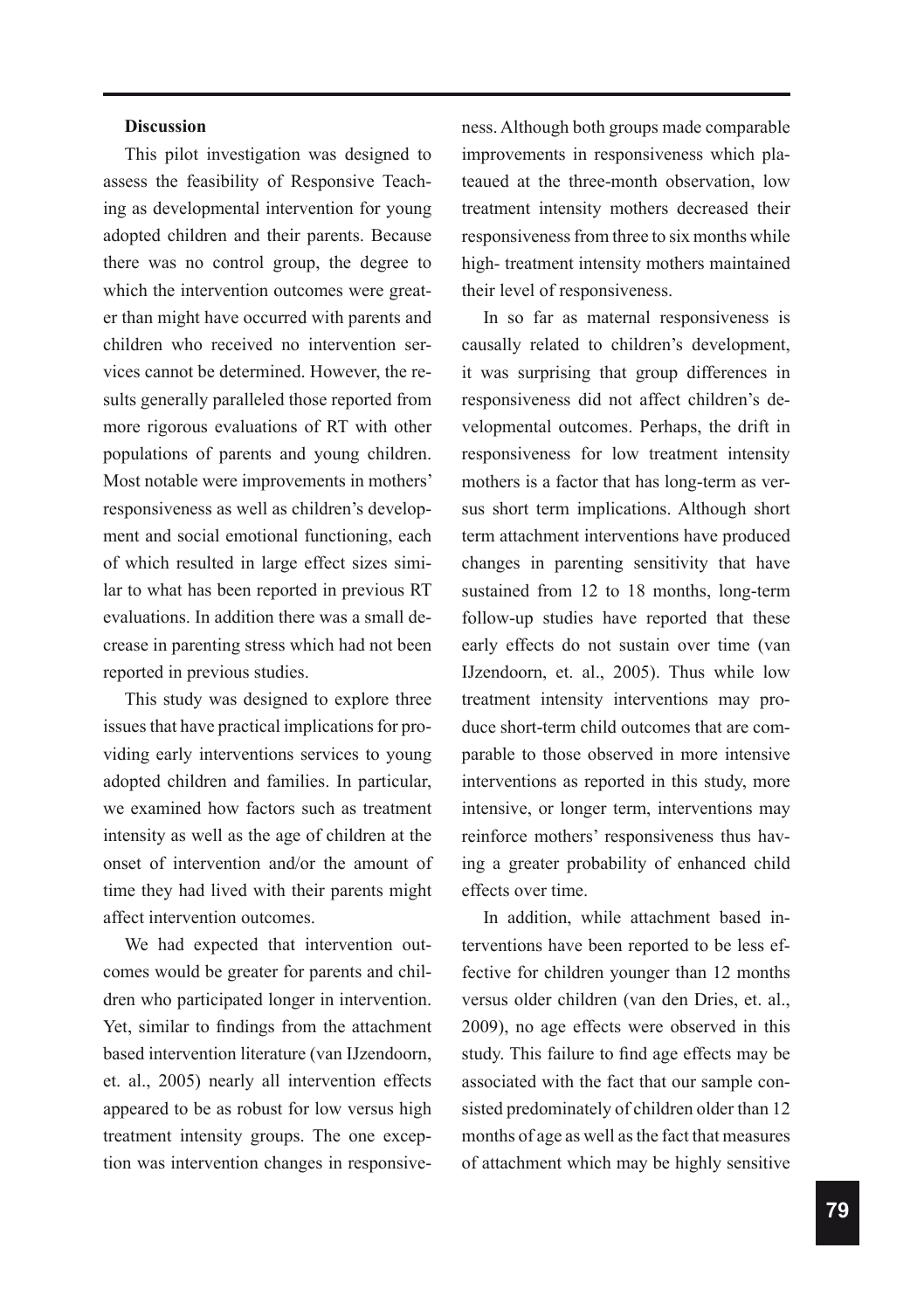**Discussion**

This pilot investigation was designed to assess the feasibility of Responsive Teaching as developmental intervention for young adopted children and their parents. Because there was no control group, the degree to which the intervention outcomes were greater than might have occurred with parents and children who received no intervention services cannot be determined. However, the results generally paralleled those reported from more rigorous evaluations of RT with other populations of parents and young children. Most notable were improvements in mothers' responsiveness as well as children's development and social emotional functioning, each of which resulted in large effect sizes similar to what has been reported in previous RT evaluations. In addition there was a small decrease in parenting stress which had not been reported in previous studies.

This study was designed to explore three issues that have practical implications for providing early interventions services to young adopted children and families. In particular, we examined how factors such as treatment intensity as well as the age of children at the onset of intervention and/or the amount of time they had lived with their parents might affect intervention outcomes.

We had expected that intervention outcomes would be greater for parents and children who participated longer in intervention. Yet, similar to findings from the attachment based intervention literature (van IJzendoorn, et. al., 2005) nearly all intervention effects appeared to be as robust for low versus high treatment intensity groups. The one exception was intervention changes in responsiveness. Although both groups made comparable improvements in responsiveness which plateaued at the three-month observation, low treatment intensity mothers decreased their responsiveness from three to six months while high- treatment intensity mothers maintained their level of responsiveness.

In so far as maternal responsiveness is causally related to children's development, it was surprising that group differences in responsiveness did not affect children's developmental outcomes. Perhaps, the drift in responsiveness for low treatment intensity mothers is a factor that has long-term as versus short term implications. Although short term attachment interventions have produced changes in parenting sensitivity that have sustained from 12 to 18 months, long-term follow-up studies have reported that these early effects do not sustain over time (van IJzendoorn, et. al., 2005). Thus while low treatment intensity interventions may produce short-term child outcomes that are comparable to those observed in more intensive interventions as reported in this study, more intensive, or longer term, interventions may reinforce mothers' responsiveness thus having a greater probability of enhanced child effects over time.

In addition, while attachment based interventions have been reported to be less effective for children younger than 12 months versus older children (van den Dries, et. al., 2009), no age effects were observed in this study. This failure to find age effects may be associated with the fact that our sample consisted predominately of children older than 12 months of age as well as the fact that measures of attachment which may be highly sensitive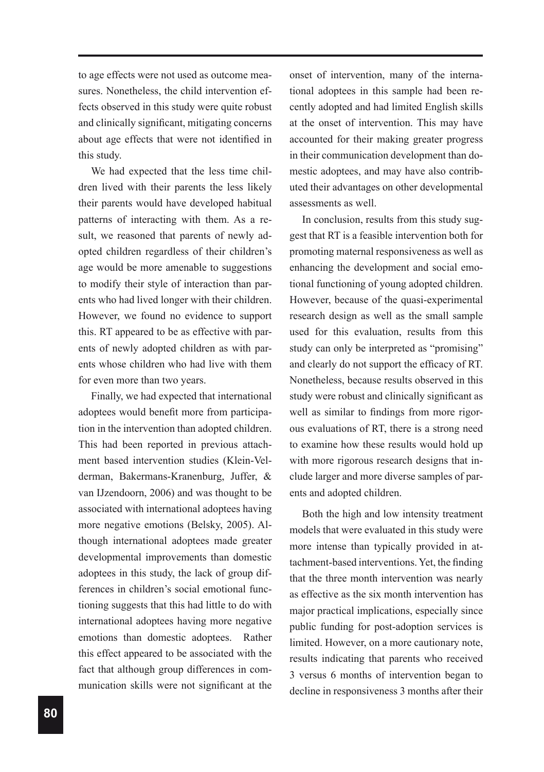to age effects were not used as outcome measures. Nonetheless, the child intervention effects observed in this study were quite robust and clinically significant, mitigating concerns about age effects that were not identified in this study.

We had expected that the less time children lived with their parents the less likely their parents would have developed habitual patterns of interacting with them. As a result, we reasoned that parents of newly adopted children regardless of their children's age would be more amenable to suggestions to modify their style of interaction than parents who had lived longer with their children. However, we found no evidence to support this. RT appeared to be as effective with parents of newly adopted children as with parents whose children who had live with them for even more than two years.

Finally, we had expected that international adoptees would benefit more from participation in the intervention than adopted children. This had been reported in previous attachment based intervention studies (Klein-Velderman, Bakermans-Kranenburg, Juffer, & van IJzendoorn, 2006) and was thought to be associated with international adoptees having more negative emotions (Belsky, 2005). Although international adoptees made greater developmental improvements than domestic adoptees in this study, the lack of group differences in children's social emotional functioning suggests that this had little to do with international adoptees having more negative emotions than domestic adoptees. Rather this effect appeared to be associated with the fact that although group differences in communication skills were not significant at the onset of intervention, many of the international adoptees in this sample had been recently adopted and had limited English skills at the onset of intervention. This may have accounted for their making greater progress in their communication development than domestic adoptees, and may have also contributed their advantages on other developmental assessments as well.

In conclusion, results from this study suggest that RT is a feasible intervention both for promoting maternal responsiveness as well as enhancing the development and social emotional functioning of young adopted children. However, because of the quasi-experimental research design as well as the small sample used for this evaluation, results from this study can only be interpreted as "promising" and clearly do not support the efficacy of RT. Nonetheless, because results observed in this study were robust and clinically significant as well as similar to findings from more rigorous evaluations of RT, there is a strong need to examine how these results would hold up with more rigorous research designs that include larger and more diverse samples of parents and adopted children.

Both the high and low intensity treatment models that were evaluated in this study were more intense than typically provided in attachment-based interventions. Yet, the finding that the three month intervention was nearly as effective as the six month intervention has major practical implications, especially since public funding for post-adoption services is limited. However, on a more cautionary note, results indicating that parents who received 3 versus 6 months of intervention began to decline in responsiveness 3 months after their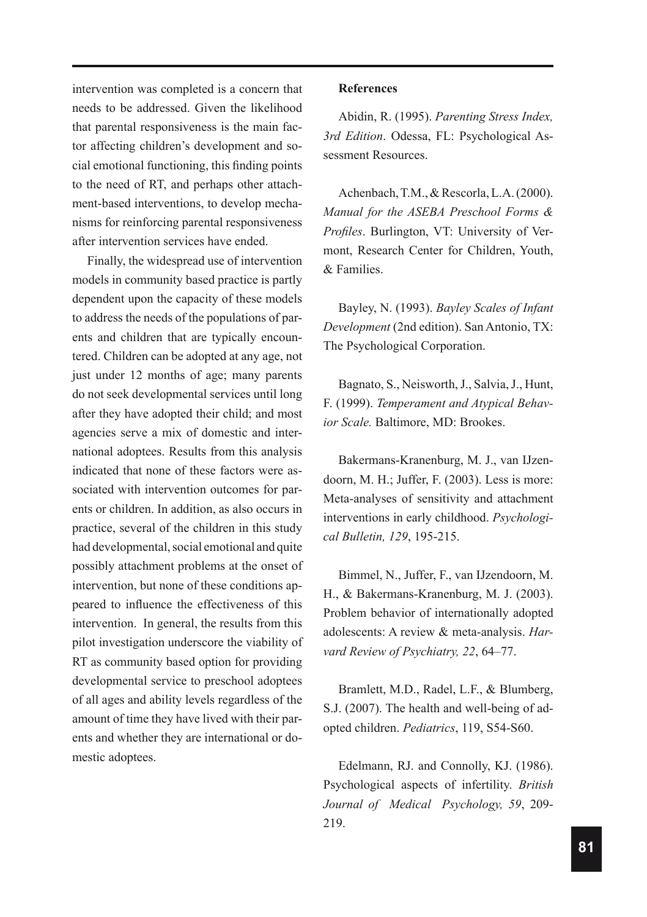intervention was completed is a concern that needs to be addressed. Given the likelihood that parental responsiveness is the main factor affecting children's development and social emotional functioning, this finding points to the need of RT, and perhaps other attachment-based interventions, to develop mechanisms for reinforcing parental responsiveness after intervention services have ended.

Finally, the widespread use of intervention models in community based practice is partly dependent upon the capacity of these models to address the needs of the populations of parents and children that are typically encountered. Children can be adopted at any age, not just under 12 months of age; many parents do not seek developmental services until long after they have adopted their child; and most agencies serve a mix of domestic and international adoptees. Results from this analysis indicated that none of these factors were associated with intervention outcomes for parents or children. In addition, as also occurs in practice, several of the children in this study had developmental, social emotional and quite possibly attachment problems at the onset of intervention, but none of these conditions appeared to influence the effectiveness of this intervention. In general, the results from this pilot investigation underscore the viability of RT as community based option for providing developmental service to preschool adoptees of all ages and ability levels regardless of the amount of time they have lived with their parents and whether they are international or domestic adoptees.

**References**

Abidin, R. (1995). *Parenting Stress Index, 3rd Edition*. Odessa, FL: Psychological Assessment Resources.

Achenbach, T.M., & Rescorla, L.A. (2000). *Manual for the ASEBA Preschool Forms & Profiles*. Burlington, VT: University of Vermont, Research Center for Children, Youth, & Families.

Bayley, N. (1993). *Bayley Scales of Infant Development* (2nd edition). San Antonio, TX: The Psychological Corporation.

Bagnato, S., Neisworth, J., Salvia, J., Hunt, F. (1999). *Temperament and Atypical Behavior Scale.* Baltimore, MD: Brookes.

Bakermans-Kranenburg, M. J., van IJzendoorn, M. H.; Juffer, F. (2003). Less is more: Meta-analyses of sensitivity and attachment interventions in early childhood. *Psychological Bulletin, 129*, 195-215.

Bimmel, N., Juffer, F., van IJzendoorn, M. H., & Bakermans-Kranenburg, M. J. (2003). Problem behavior of internationally adopted adolescents: A review & meta-analysis. *Harvard Review of Psychiatry, 22*, 64–77.

Bramlett, M.D., Radel, L.F., & Blumberg, S.J. (2007). The health and well-being of adopted children. *Pediatrics*, 119, S54-S60.

Edelmann, RJ. and Connolly, KJ. (1986). Psychological aspects of infertility. *British Journal of Medical Psychology, 59*, 209-219.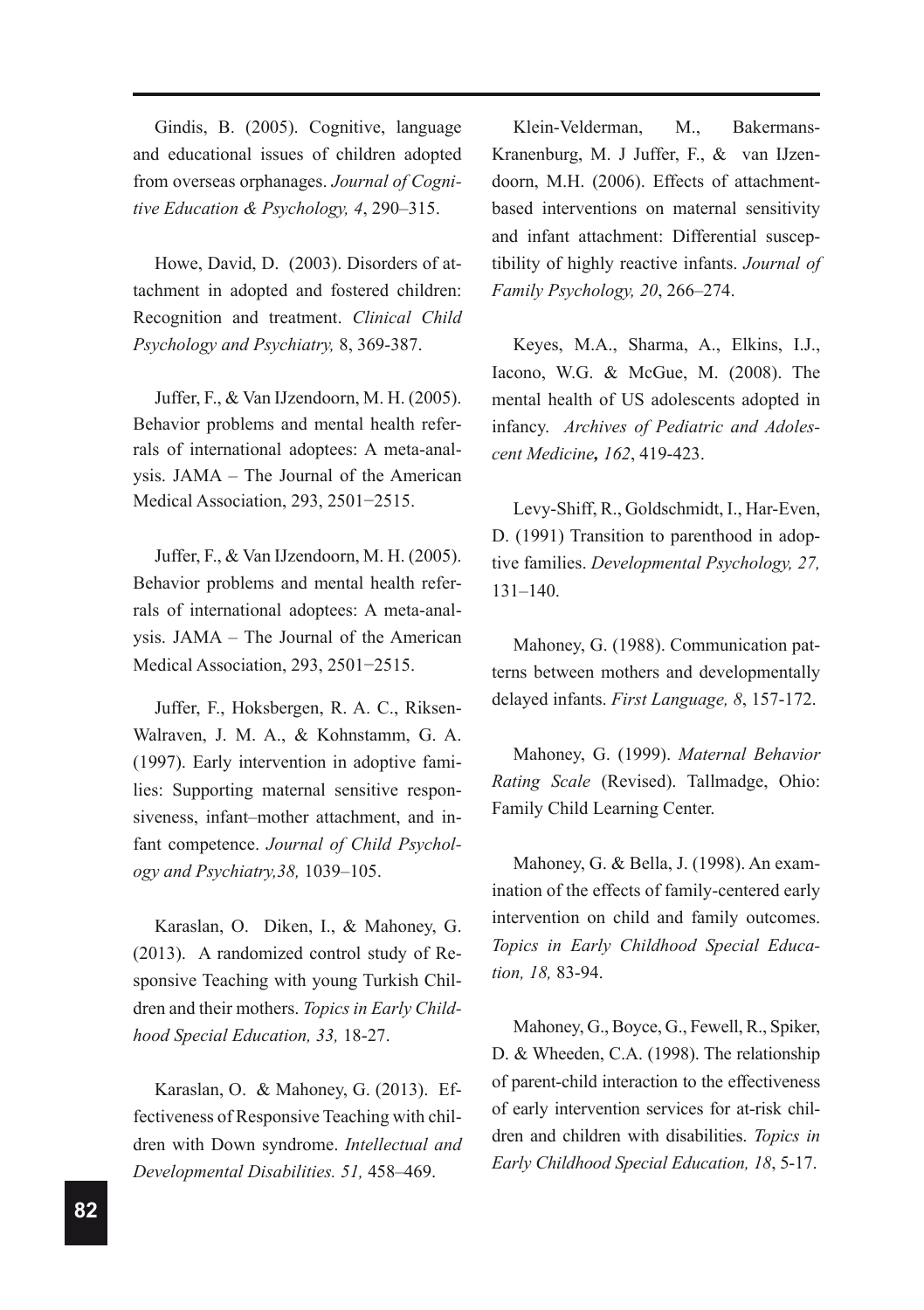Gindis, B. (2005). Cognitive, language and educational issues of children adopted from overseas orphanages. *Journal of Cognitive Education & Psychology, 4*, 290–315.

Howe, David, D. (2003). Disorders of attachment in adopted and fostered children: Recognition and treatment. *Clinical Child Psychology and Psychiatry,* 8, 369-387.

Juffer, F., & Van IJzendoorn, M. H. (2005). Behavior problems and mental health referrals of international adoptees: A meta-analysis. JAMA – The Journal of the American Medical Association, 293, 2501−2515.

Juffer, F., & Van IJzendoorn, M. H. (2005). Behavior problems and mental health referrals of international adoptees: A meta-analysis. JAMA – The Journal of the American Medical Association, 293, 2501−2515.

Juffer, F., Hoksbergen, R. A. C., Riksen-Walraven, J. M. A., & Kohnstamm, G. A. (1997). Early intervention in adoptive families: Supporting maternal sensitive responsiveness, infant–mother attachment, and infant competence. *Journal of Child Psychology and Psychiatry,38,* 1039–105.

Karaslan, O. Diken, I., & Mahoney, G. (2013). A randomized control study of Responsive Teaching with young Turkish Children and their mothers. *Topics in Early Childhood Special Education, 33,* 18-27.

Karaslan, O. & Mahoney, G. (2013). Effectiveness of Responsive Teaching with children with Down syndrome. *Intellectual and Developmental Disabilities. 51,* 458–469.

Klein-Velderman, M., Bakermans-Kranenburg, M. J Juffer, F., & van IJzendoorn, M.H. (2006). Effects of attachment-based interventions on maternal sensitivity and infant attachment: Differential susceptibility of highly reactive infants. *Journal of Family Psychology, 20*, 266–274.

Keyes, M.A., Sharma, A., Elkins, I.J., Iacono, W.G. & McGue, M. (2008). The mental health of US adolescents adopted in infancy. *Archives of Pediatric and Adolescent Medicine***,** *162*, 419-423.

Levy-Shiff, R., Goldschmidt, I., Har-Even, D. (1991) Transition to parenthood in adoptive families. *Developmental Psychology, 27,* 131–140.

Mahoney, G. (1988). Communication patterns between mothers and developmentally delayed infants. *First Language, 8*, 157-172.

Mahoney, G. (1999). *Maternal Behavior Rating Scale* (Revised). Tallmadge, Ohio: Family Child Learning Center.

Mahoney, G. & Bella, J. (1998). An examination of the effects of family-centered early intervention on child and family outcomes. *Topics in Early Childhood Special Education, 18,* 83-94.

Mahoney, G., Boyce, G., Fewell, R., Spiker, D. & Wheeden, C.A. (1998). The relationship of parent-child interaction to the effectiveness of early intervention services for at-risk children and children with disabilities. *Topics in Early Childhood Special Education, 18*, 5-17.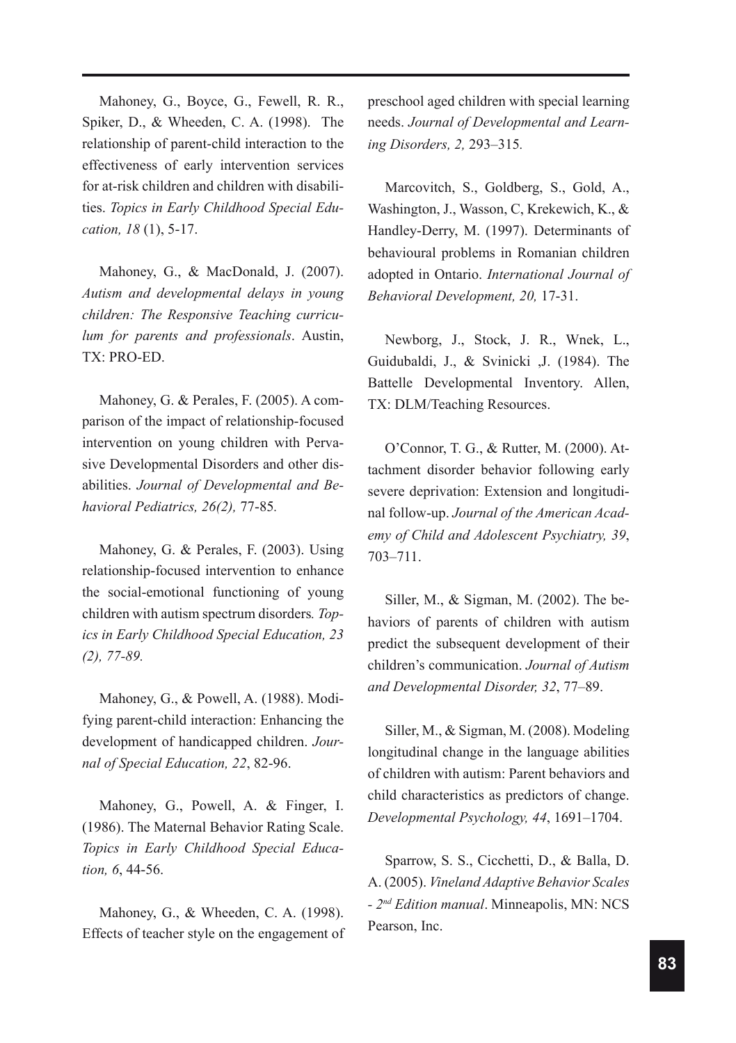Mahoney, G., Boyce, G., Fewell, R. R., Spiker, D., & Wheeden, C. A. (1998). The relationship of parent-child interaction to the effectiveness of early intervention services for at-risk children and children with disabilities. *Topics in Early Childhood Special Education, 18* (1), 5-17.

Mahoney, G., & MacDonald, J. (2007). *Autism and developmental delays in young children: The Responsive Teaching curriculum for parents and professionals*. Austin, TX: PRO-ED.

Mahoney, G. & Perales, F. (2005). A comparison of the impact of relationship-focused intervention on young children with Pervasive Developmental Disorders and other disabilities. *Journal of Developmental and Behavioral Pediatrics, 26(2),* 77-85*.*

Mahoney, G. & Perales, F. (2003). Using relationship-focused intervention to enhance the social-emotional functioning of young children with autism spectrum disorders*. Topics in Early Childhood Special Education, 23 (2), 77-89.*

Mahoney, G., & Powell, A. (1988). Modifying parent-child interaction: Enhancing the development of handicapped children. *Journal of Special Education, 22*, 82-96.

Mahoney, G., Powell, A. & Finger, I. (1986). The Maternal Behavior Rating Scale. *Topics in Early Childhood Special Education, 6*, 44-56.

Mahoney, G., & Wheeden, C. A. (1998). Effects of teacher style on the engagement of preschool aged children with special learning needs. *Journal of Developmental and Learning Disorders, 2,* 293–315*.*

Marcovitch, S., Goldberg, S., Gold, A., Washington, J., Wasson, C, Krekewich, K., & Handley-Derry, M. (1997). Determinants of behavioural problems in Romanian children adopted in Ontario. *International Journal of Behavioral Development, 20,* 17-31.

Newborg, J., Stock, J. R., Wnek, L., Guidubaldi, J., & Svinicki ,J. (1984). The Battelle Developmental Inventory. Allen, TX: DLM/Teaching Resources.

O'Connor, T. G., & Rutter, M. (2000). Attachment disorder behavior following early severe deprivation: Extension and longitudinal follow-up. *Journal of the American Academy of Child and Adolescent Psychiatry, 39*, 703–711.

Siller, M., & Sigman, M. (2002). The behaviors of parents of children with autism predict the subsequent development of their children's communication. *Journal of Autism and Developmental Disorder, 32*, 77–89.

Siller, M., & Sigman, M. (2008). Modeling longitudinal change in the language abilities of children with autism: Parent behaviors and child characteristics as predictors of change. *Developmental Psychology, 44*, 1691–1704.

Sparrow, S. S., Cicchetti, D., & Balla, D. A. (2005). *Vineland Adaptive Behavior Scales - 2nd Edition manual*. Minneapolis, MN: NCS Pearson, Inc.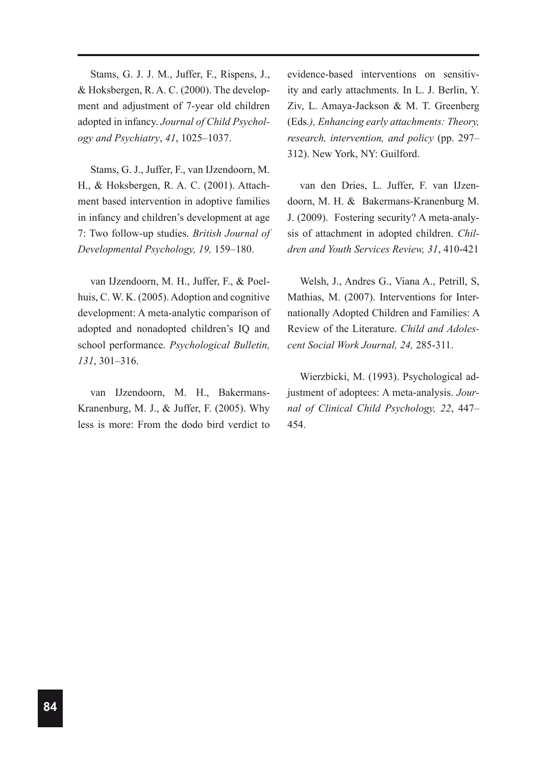Stams, G. J. J. M., Juffer, F., Rispens, J., & Hoksbergen, R. A. C. (2000). The development and adjustment of 7-year old children adopted in infancy. *Journal of Child Psychology and Psychiatry*, *41*, 1025–1037.

Stams, G. J., Juffer, F., van IJzendoorn, M. H., & Hoksbergen, R. A. C. (2001). Attachment based intervention in adoptive families in infancy and children's development at age 7: Two follow-up studies. *British Journal of Developmental Psychology, 19,* 159–180.

van IJzendoorn, M. H., Juffer, F., & Poelhuis, C. W. K. (2005). Adoption and cognitive development: A meta-analytic comparison of adopted and nonadopted children's IQ and school performance. *Psychological Bulletin, 131*, 301–316.

van IJzendoorn, M. H., Bakermans-Kranenburg, M. J., & Juffer, F. (2005). Why less is more: From the dodo bird verdict to evidence-based interventions on sensitivity and early attachments. In L. J. Berlin, Y. Ziv, L. Amaya-Jackson & M. T. Greenberg (Eds*.), Enhancing early attachments: Theory, research, intervention, and policy* (pp. 297–312). New York, NY: Guilford.

van den Dries, L. Juffer, F. van IJzendoorn, M. H. & Bakermans-Kranenburg M. J. (2009). Fostering security? A meta-analysis of attachment in adopted children. *Children and Youth Services Review, 31*, 410-421

Welsh, J., Andres G., Viana A., Petrill, S, Mathias, M. (2007). Interventions for Internationally Adopted Children and Families: A Review of the Literature. *Child and Adolescent Social Work Journal, 24,* 285-311.

Wierzbicki, M. (1993). Psychological adjustment of adoptees: A meta-analysis. *Journal of Clinical Child Psychology, 22*, 447–454.